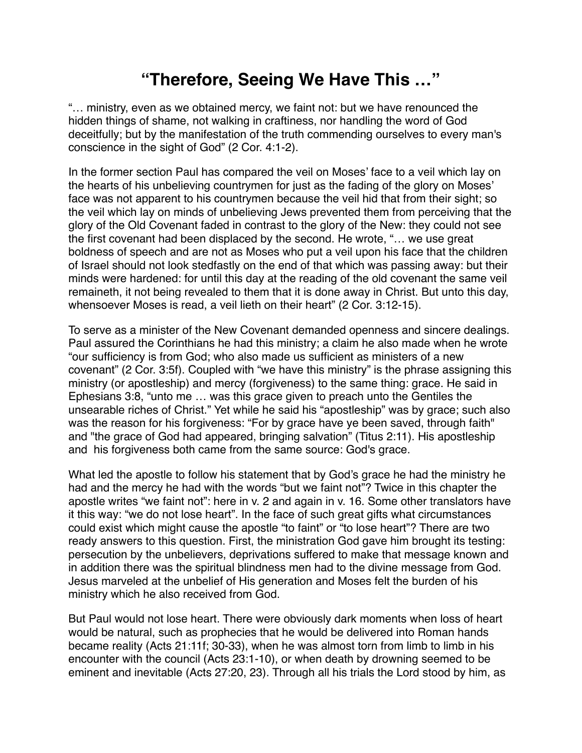# “Therefore, Seeing We Have This …”

“… ministry, even as we obtained mercy, we faint not: but we have renounced the hidden things of shame, not walking in craftiness, nor handling the word of God deceitfully; but by the manifestation of the truth commending ourselves to every man's conscience in the sight of God” (2 Cor. 4:1-2).

In the former section Paul has compared the veil on Moses’ face to a veil which lay on the hearts of his unbelieving countrymen for just as the fading of the glory on Moses’ face was not apparent to his countrymen because the veil hid that from their sight; so the veil which lay on minds of unbelieving Jews prevented them from perceiving that the glory of the Old Covenant faded in contrast to the glory of the New: they could not see the first covenant had been displaced by the second. He wrote, “… we use great boldness of speech and are not as Moses who put a veil upon his face that the children of Israel should not look stedfastly on the end of that which was passing away: but their minds were hardened: for until this day at the reading of the old covenant the same veil remaineth, it not being revealed to them that it is done away in Christ. But unto this day, whensoever Moses is read, a veil lieth on their heart” (2 Cor. 3:12-15).

To serve as a minister of the New Covenant demanded openness and sincere dealings. Paul assured the Corinthians he had this ministry; a claim he also made when he wrote “our sufficiency is from God; who also made us sufficient as ministers of a new covenant” (2 Cor. 3:5f). Coupled with “we have this ministry” is the phrase assigning this ministry (or apostleship) and mercy (forgiveness) to the same thing: grace. He said in Ephesians 3:8, “unto me … was this grace given to preach unto the Gentiles the unsearable riches of Christ.” Yet while he said his “apostleship” was by grace; such also was the reason for his forgiveness: “For by grace have ye been saved, through faith" and "the grace of God had appeared, bringing salvation” (Titus 2:11). His apostleship and his forgiveness both came from the same source: God's grace.

What led the apostle to follow his statement that by God’s grace he had the ministry he had and the mercy he had with the words “but we faint not”? Twice in this chapter the apostle writes “we faint not”: here in v. 2 and again in v. 16. Some other translators have it this way: “we do not lose heart”. In the face of such great gifts what circumstances could exist which might cause the apostle “to faint” or “to lose heart”? There are two ready answers to this question. First, the ministration God gave him brought its testing: persecution by the unbelievers, deprivations suffered to make that message known and in addition there was the spiritual blindness men had to the divine message from God. Jesus marveled at the unbelief of His generation and Moses felt the burden of his ministry which he also received from God.

But Paul would not lose heart. There were obviously dark moments when loss of heart would be natural, such as prophecies that he would be delivered into Roman hands became reality (Acts 21:11f; 30-33), when he was almost torn from limb to limb in his encounter with the council (Acts 23:1-10), or when death by drowning seemed to be eminent and inevitable (Acts 27:20, 23). Through all his trials the Lord stood by him, as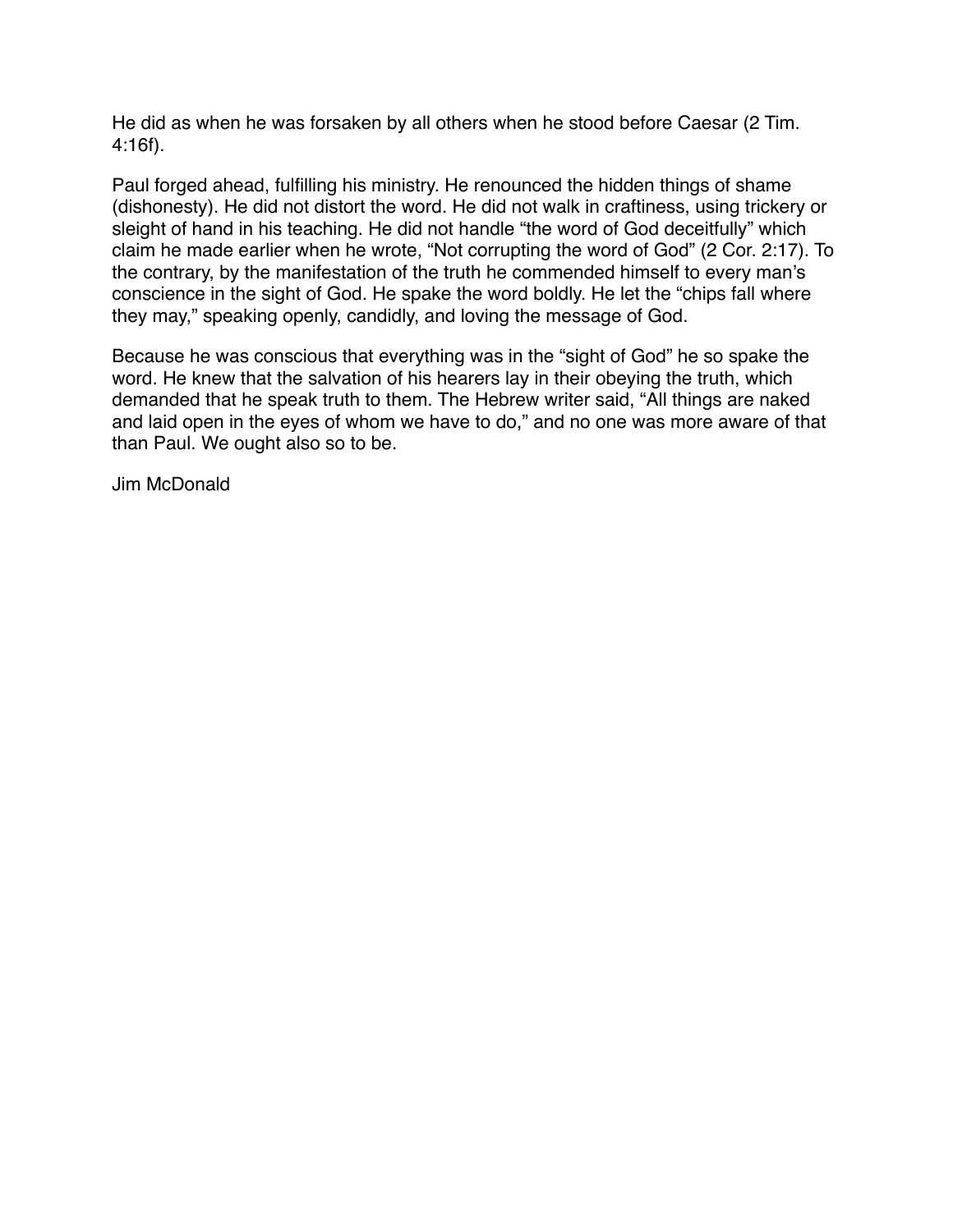He did as when he was forsaken by all others when he stood before Caesar (2 Tim. 4:16f).

Paul forged ahead, fulfilling his ministry. He renounced the hidden things of shame (dishonesty). He did not distort the word. He did not walk in craftiness, using trickery or sleight of hand in his teaching. He did not handle "the word of God deceitfully" which claim he made earlier when he wrote, "Not corrupting the word of God" (2 Cor. 2:17). To the contrary, by the manifestation of the truth he commended himself to every man's conscience in the sight of God. He spake the word boldly. He let the "chips fall where they may," speaking openly, candidly, and loving the message of God.

Because he was conscious that everything was in the "sight of God" he so spake the word. He knew that the salvation of his hearers lay in their obeying the truth, which demanded that he speak truth to them. The Hebrew writer said, "All things are naked and laid open in the eyes of whom we have to do," and no one was more aware of that than Paul. We ought also so to be.

Jim McDonald